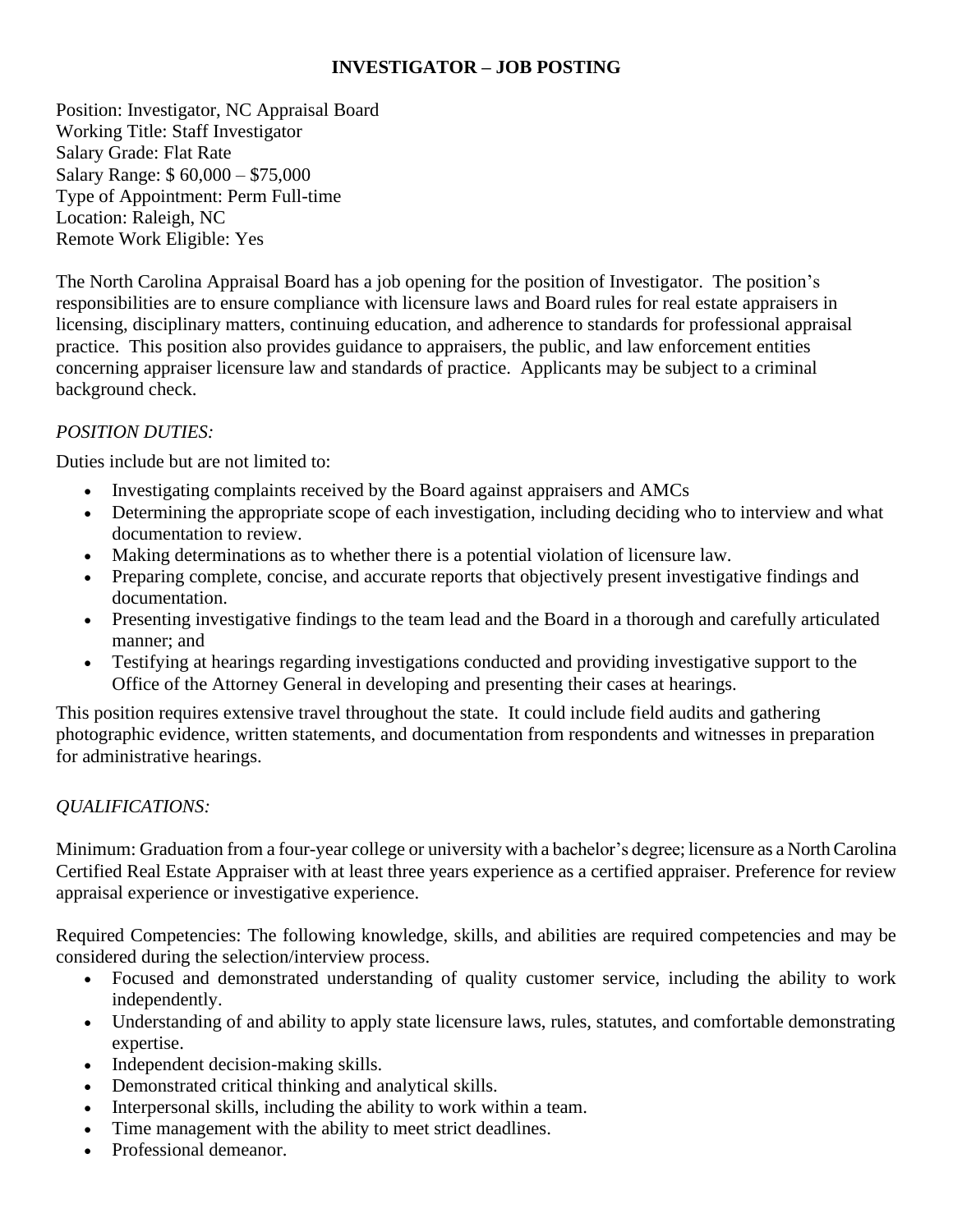# INVESTIGATOR – JOB POSTING

Position: Investigator, NC Appraisal Board
Working Title: Staff Investigator
Salary Grade: Flat Rate
Salary Range: $ 60,000 – $75,000
Type of Appointment: Perm Full-time
Location: Raleigh, NC
Remote Work Eligible: Yes

The North Carolina Appraisal Board has a job opening for the position of Investigator. The position's responsibilities are to ensure compliance with licensure laws and Board rules for real estate appraisers in licensing, disciplinary matters, continuing education, and adherence to standards for professional appraisal practice. This position also provides guidance to appraisers, the public, and law enforcement entities concerning appraiser licensure law and standards of practice. Applicants may be subject to a criminal background check.

*POSITION DUTIES:*

Duties include but are not limited to:

- Investigating complaints received by the Board against appraisers and AMCs
- Determining the appropriate scope of each investigation, including deciding who to interview and what documentation to review.
- Making determinations as to whether there is a potential violation of licensure law.
- Preparing complete, concise, and accurate reports that objectively present investigative findings and documentation.
- Presenting investigative findings to the team lead and the Board in a thorough and carefully articulated manner; and
- Testifying at hearings regarding investigations conducted and providing investigative support to the Office of the Attorney General in developing and presenting their cases at hearings.

This position requires extensive travel throughout the state. It could include field audits and gathering photographic evidence, written statements, and documentation from respondents and witnesses in preparation for administrative hearings.

*QUALIFICATIONS:*

Minimum: Graduation from a four-year college or university with a bachelor's degree; licensure as a North Carolina Certified Real Estate Appraiser with at least three years experience as a certified appraiser. Preference for review appraisal experience or investigative experience.

Required Competencies: The following knowledge, skills, and abilities are required competencies and may be considered during the selection/interview process.

- Focused and demonstrated understanding of quality customer service, including the ability to work independently.
- Understanding of and ability to apply state licensure laws, rules, statutes, and comfortable demonstrating expertise.
- Independent decision-making skills.
- Demonstrated critical thinking and analytical skills.
- Interpersonal skills, including the ability to work within a team.
- Time management with the ability to meet strict deadlines.
- Professional demeanor.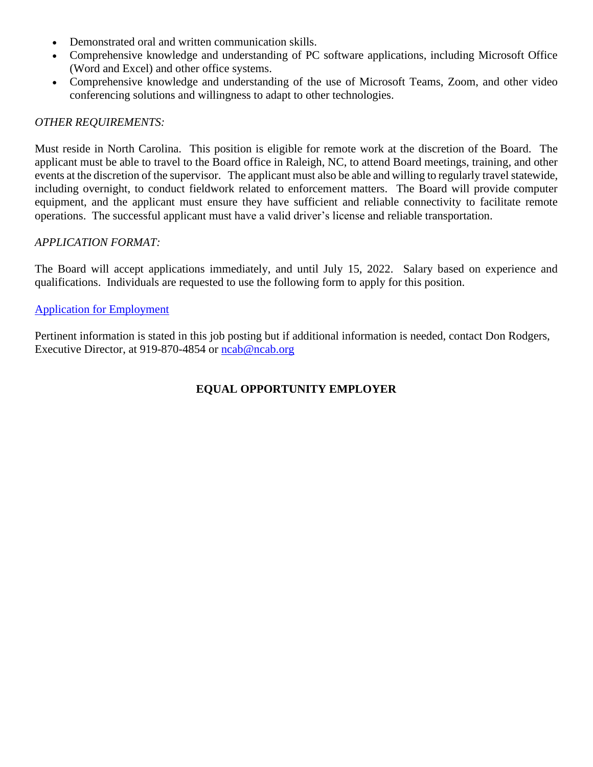- Demonstrated oral and written communication skills.
- Comprehensive knowledge and understanding of PC software applications, including Microsoft Office (Word and Excel) and other office systems.
- Comprehensive knowledge and understanding of the use of Microsoft Teams, Zoom, and other video conferencing solutions and willingness to adapt to other technologies.

*OTHER REQUIREMENTS:*

Must reside in North Carolina. This position is eligible for remote work at the discretion of the Board. The applicant must be able to travel to the Board office in Raleigh, NC, to attend Board meetings, training, and other events at the discretion of the supervisor. The applicant must also be able and willing to regularly travel statewide, including overnight, to conduct fieldwork related to enforcement matters. The Board will provide computer equipment, and the applicant must ensure they have sufficient and reliable connectivity to facilitate remote operations. The successful applicant must have a valid driver's license and reliable transportation.

*APPLICATION FORMAT:*

The Board will accept applications immediately, and until July 15, 2022. Salary based on experience and qualifications. Individuals are requested to use the following form to apply for this position.

Application for Employment

Pertinent information is stated in this job posting but if additional information is needed, contact Don Rodgers, Executive Director, at 919-870-4854 or ncab@ncab.org

**EQUAL OPPORTUNITY EMPLOYER**